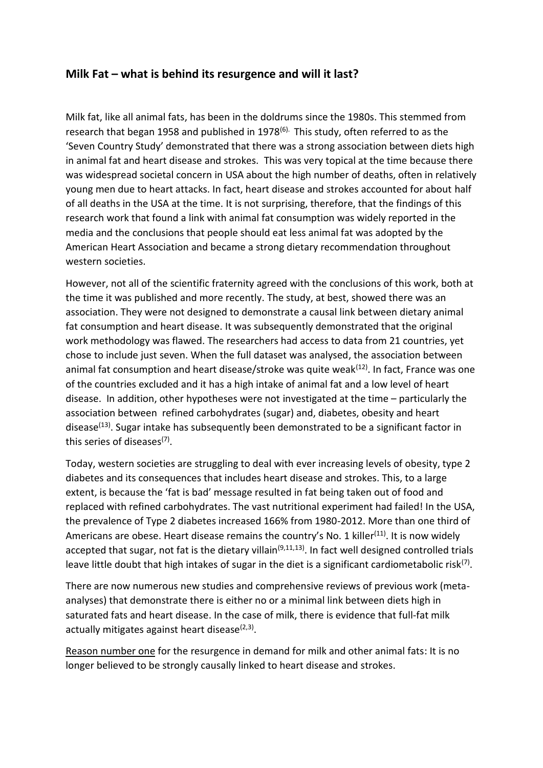## Milk Fat – what is behind its resurgence and will it last?

Milk fat, like all animal fats, has been in the doldrums since the 1980s. This stemmed from research that began 1958 and published in 1978[6]. This study, often referred to as the 'Seven Country Study' demonstrated that there was a strong association between diets high in animal fat and heart disease and strokes. This was very topical at the time because there was widespread societal concern in USA about the high number of deaths, often in relatively young men due to heart attacks. In fact, heart disease and strokes accounted for about half of all deaths in the USA at the time. It is not surprising, therefore, that the findings of this research work that found a link with animal fat consumption was widely reported in the media and the conclusions that people should eat less animal fat was adopted by the American Heart Association and became a strong dietary recommendation throughout western societies.

However, not all of the scientific fraternity agreed with the conclusions of this work, both at the time it was published and more recently. The study, at best, showed there was an association. They were not designed to demonstrate a causal link between dietary animal fat consumption and heart disease. It was subsequently demonstrated that the original work methodology was flawed. The researchers had access to data from 21 countries, yet chose to include just seven. When the full dataset was analysed, the association between animal fat consumption and heart disease/stroke was quite weak[12]. In fact, France was one of the countries excluded and it has a high intake of animal fat and a low level of heart disease. In addition, other hypotheses were not investigated at the time – particularly the association between refined carbohydrates (sugar) and, diabetes, obesity and heart disease[13]. Sugar intake has subsequently been demonstrated to be a significant factor in this series of diseases[7].

Today, western societies are struggling to deal with ever increasing levels of obesity, type 2 diabetes and its consequences that includes heart disease and strokes. This, to a large extent, is because the 'fat is bad' message resulted in fat being taken out of food and replaced with refined carbohydrates. The vast nutritional experiment had failed! In the USA, the prevalence of Type 2 diabetes increased 166% from 1980-2012. More than one third of Americans are obese. Heart disease remains the country's No. 1 killer[11]. It is now widely accepted that sugar, not fat is the dietary villain[9,11,13]. In fact well designed controlled trials leave little doubt that high intakes of sugar in the diet is a significant cardiometabolic risk[7].

There are now numerous new studies and comprehensive reviews of previous work (meta-analyses) that demonstrate there is either no or a minimal link between diets high in saturated fats and heart disease. In the case of milk, there is evidence that full-fat milk actually mitigates against heart disease[2,3].

<u>Reason number one</u> for the resurgence in demand for milk and other animal fats: It is no longer believed to be strongly causally linked to heart disease and strokes.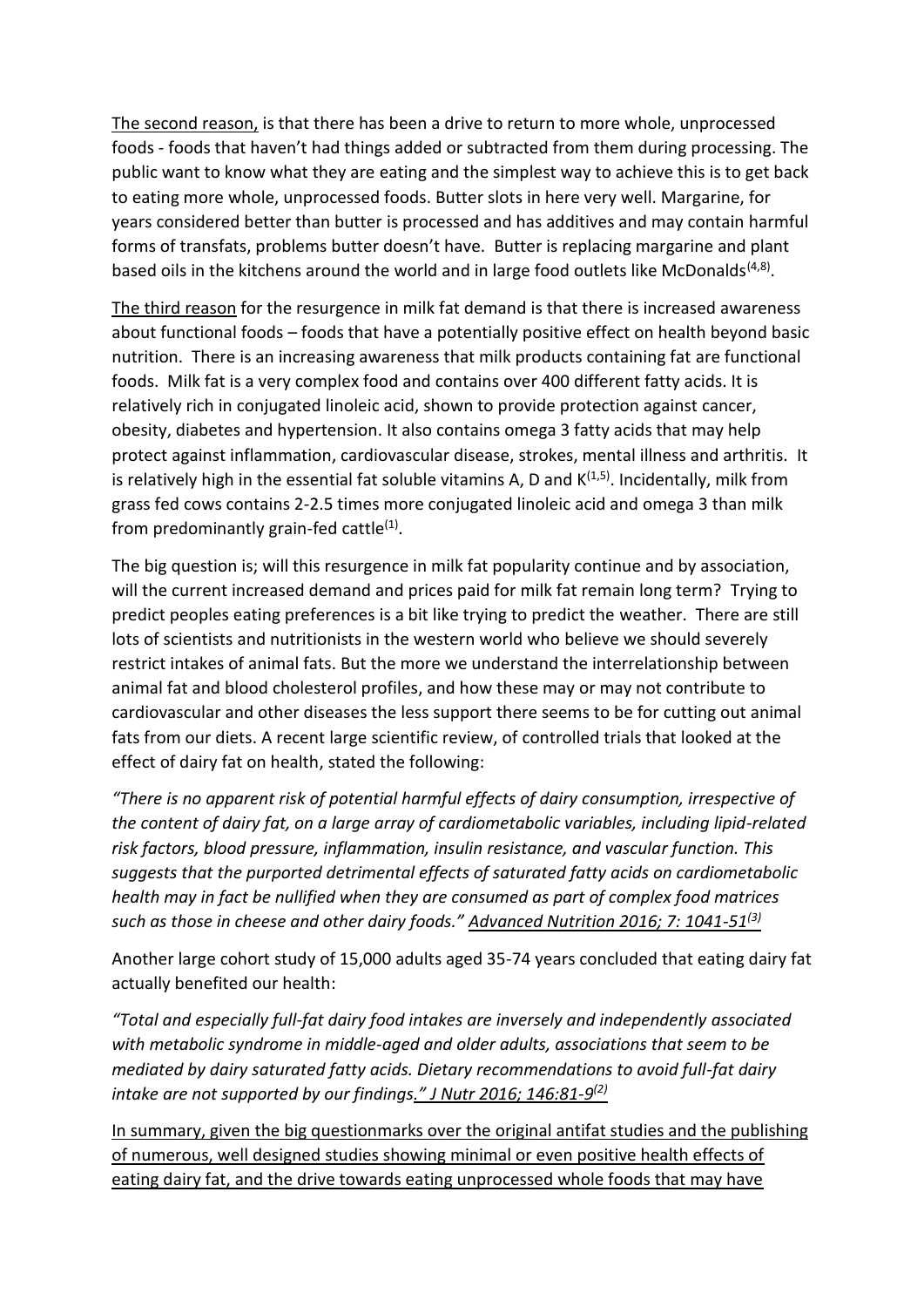<u>The second reason,</u> is that there has been a drive to return to more whole, unprocessed foods - foods that haven't had things added or subtracted from them during processing. The public want to know what they are eating and the simplest way to achieve this is to get back to eating more whole, unprocessed foods. Butter slots in here very well. Margarine, for years considered better than butter is processed and has additives and may contain harmful forms of transfats, problems butter doesn't have. Butter is replacing margarine and plant based oils in the kitchens around the world and in large food outlets like McDonalds[4,8].

<u>The third reason</u> for the resurgence in milk fat demand is that there is increased awareness about functional foods – foods that have a potentially positive effect on health beyond basic nutrition. There is an increasing awareness that milk products containing fat are functional foods. Milk fat is a very complex food and contains over 400 different fatty acids. It is relatively rich in conjugated linoleic acid, shown to provide protection against cancer, obesity, diabetes and hypertension. It also contains omega 3 fatty acids that may help protect against inflammation, cardiovascular disease, strokes, mental illness and arthritis. It is relatively high in the essential fat soluble vitamins A, D and K[1,5]. Incidentally, milk from grass fed cows contains 2-2.5 times more conjugated linoleic acid and omega 3 than milk from predominantly grain-fed cattle[1].

The big question is; will this resurgence in milk fat popularity continue and by association, will the current increased demand and prices paid for milk fat remain long term? Trying to predict peoples eating preferences is a bit like trying to predict the weather. There are still lots of scientists and nutritionists in the western world who believe we should severely restrict intakes of animal fats. But the more we understand the interrelationship between animal fat and blood cholesterol profiles, and how these may or may not contribute to cardiovascular and other diseases the less support there seems to be for cutting out animal fats from our diets. A recent large scientific review, of controlled trials that looked at the effect of dairy fat on health, stated the following:

*"There is no apparent risk of potential harmful effects of dairy consumption, irrespective of the content of dairy fat, on a large array of cardiometabolic variables, including lipid-related risk factors, blood pressure, inflammation, insulin resistance, and vascular function. This suggests that the purported detrimental effects of saturated fatty acids on cardiometabolic health may in fact be nullified when they are consumed as part of complex food matrices such as those in cheese and other dairy foods." <u>Advanced Nutrition 2016; 7: 1041-51[3]</u>*

Another large cohort study of 15,000 adults aged 35-74 years concluded that eating dairy fat actually benefited our health:

*"Total and especially full-fat dairy food intakes are inversely and independently associated with metabolic syndrome in middle-aged and older adults, associations that seem to be mediated by dairy saturated fatty acids. Dietary recommendations to avoid full-fat dairy intake are not supported by our findings<u>." J Nutr 2016; 146:81-9[2]</u>*

<u>In summary, given the big questionmarks over the original antifat studies and the publishing of numerous, well designed studies showing minimal or even positive health effects of eating dairy fat, and the drive towards eating unprocessed whole foods that may have</u>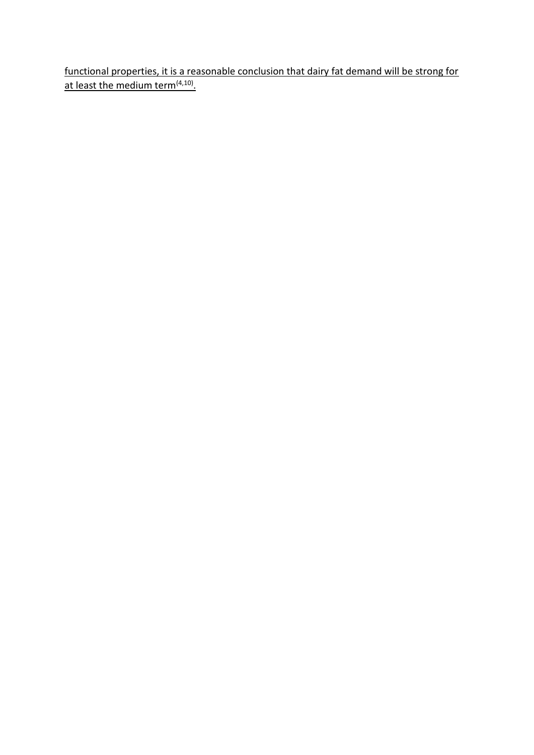functional properties, it is a reasonable conclusion that dairy fat demand will be strong for at least the medium term[4,10].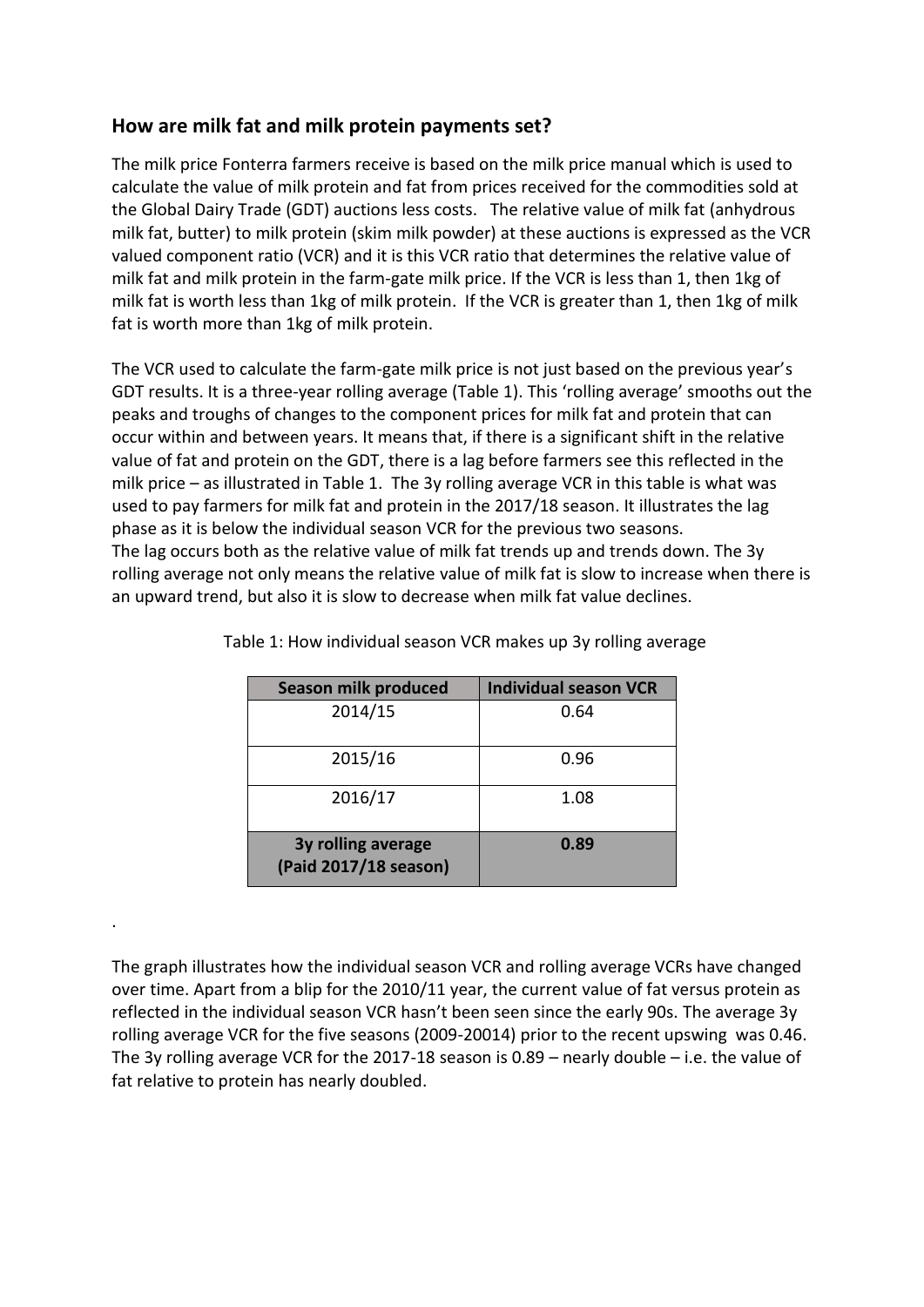## How are milk fat and milk protein payments set?

The milk price Fonterra farmers receive is based on the milk price manual which is used to calculate the value of milk protein and fat from prices received for the commodities sold at the Global Dairy Trade (GDT) auctions less costs. The relative value of milk fat (anhydrous milk fat, butter) to milk protein (skim milk powder) at these auctions is expressed as the VCR valued component ratio (VCR) and it is this VCR ratio that determines the relative value of milk fat and milk protein in the farm-gate milk price. If the VCR is less than 1, then 1kg of milk fat is worth less than 1kg of milk protein. If the VCR is greater than 1, then 1kg of milk fat is worth more than 1kg of milk protein.

The VCR used to calculate the farm-gate milk price is not just based on the previous year's GDT results. It is a three-year rolling average (Table 1). This 'rolling average' smooths out the peaks and troughs of changes to the component prices for milk fat and protein that can occur within and between years. It means that, if there is a significant shift in the relative value of fat and protein on the GDT, there is a lag before farmers see this reflected in the milk price – as illustrated in Table 1. The 3y rolling average VCR in this table is what was used to pay farmers for milk fat and protein in the 2017/18 season. It illustrates the lag phase as it is below the individual season VCR for the previous two seasons.
The lag occurs both as the relative value of milk fat trends up and trends down. The 3y rolling average not only means the relative value of milk fat is slow to increase when there is an upward trend, but also it is slow to decrease when milk fat value declines.

Table 1: How individual season VCR makes up 3y rolling average

| Season milk produced | Individual season VCR |
|---|---|
| 2014/15 | 0.64 |
| 2015/16 | 0.96 |
| 2016/17 | 1.08 |
| **3y rolling average (Paid 2017/18 season)** | **0.89** |

.

The graph illustrates how the individual season VCR and rolling average VCRs have changed over time. Apart from a blip for the 2010/11 year, the current value of fat versus protein as reflected in the individual season VCR hasn't been seen since the early 90s. The average 3y rolling average VCR for the five seasons (2009-20014) prior to the recent upswing was 0.46. The 3y rolling average VCR for the 2017-18 season is 0.89 – nearly double – i.e. the value of fat relative to protein has nearly doubled.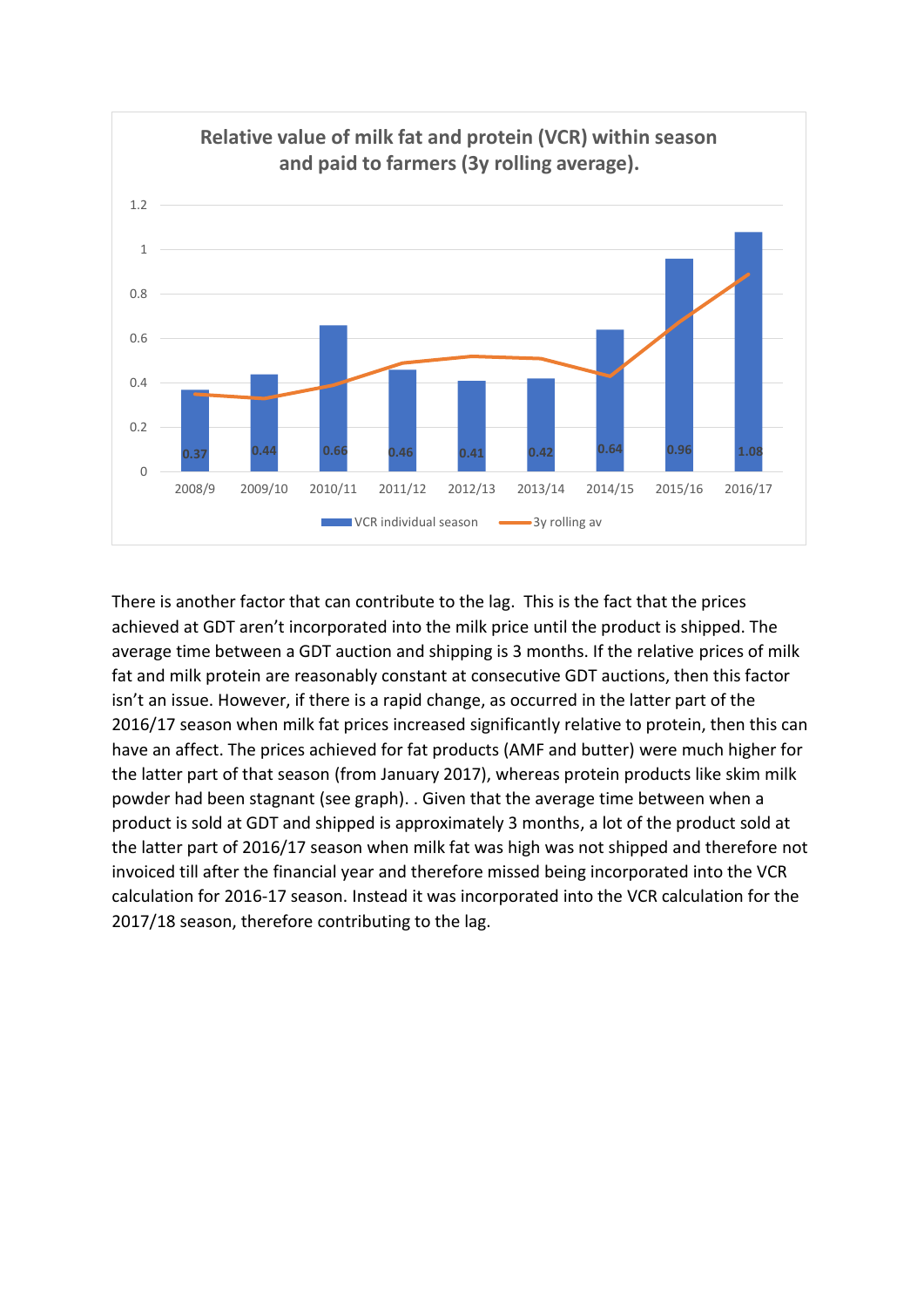**Relative value of milk fat and protein (VCR) within season and paid to farmers (3y rolling average).**

| Season | VCR individual season |
|---|---|
| 2008/9 | 0.37 |
| 2009/10 | 0.44 |
| 2010/11 | 0.66 |
| 2011/12 | 0.46 |
| 2012/13 | 0.41 |
| 2013/14 | 0.42 |
| 2014/15 | 0.64 |
| 2015/16 | 0.96 |
| 2016/17 | 1.08 |

There is another factor that can contribute to the lag. This is the fact that the prices achieved at GDT aren't incorporated into the milk price until the product is shipped. The average time between a GDT auction and shipping is 3 months. If the relative prices of milk fat and milk protein are reasonably constant at consecutive GDT auctions, then this factor isn't an issue. However, if there is a rapid change, as occurred in the latter part of the 2016/17 season when milk fat prices increased significantly relative to protein, then this can have an affect. The prices achieved for fat products (AMF and butter) were much higher for the latter part of that season (from January 2017), whereas protein products like skim milk powder had been stagnant (see graph). . Given that the average time between when a product is sold at GDT and shipped is approximately 3 months, a lot of the product sold at the latter part of 2016/17 season when milk fat was high was not shipped and therefore not invoiced till after the financial year and therefore missed being incorporated into the VCR calculation for 2016-17 season. Instead it was incorporated into the VCR calculation for the 2017/18 season, therefore contributing to the lag.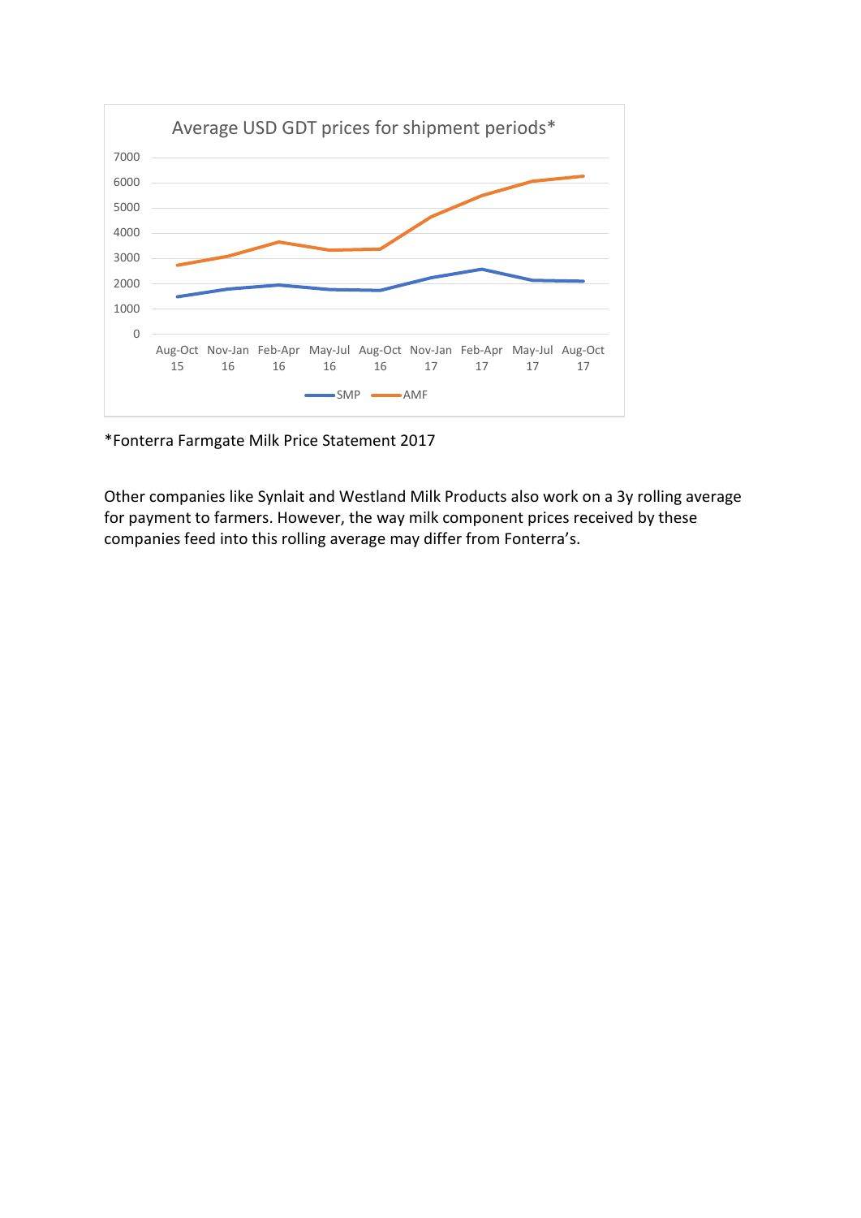Average USD GDT prices for shipment periods*

*Fonterra Farmgate Milk Price Statement 2017

Other companies like Synlait and Westland Milk Products also work on a 3y rolling average for payment to farmers. However, the way milk component prices received by these companies feed into this rolling average may differ from Fonterra's.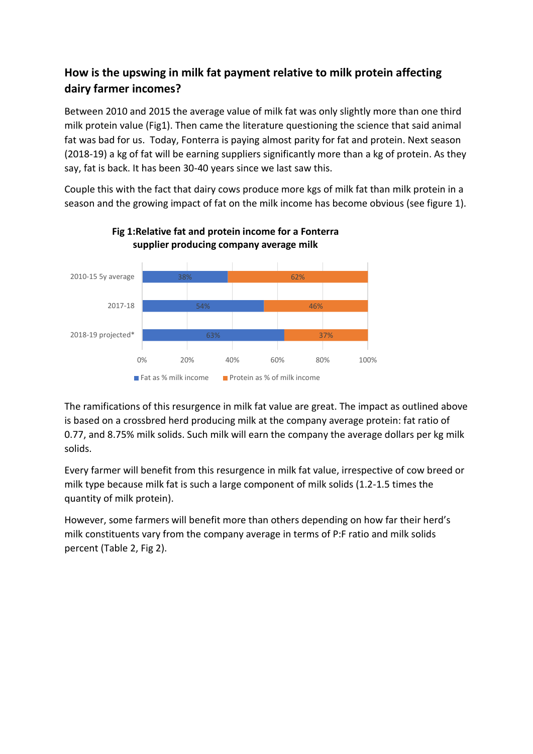## How is the upswing in milk fat payment relative to milk protein affecting dairy farmer incomes?

Between 2010 and 2015 the average value of milk fat was only slightly more than one third milk protein value (Fig1). Then came the literature questioning the science that said animal fat was bad for us. Today, Fonterra is paying almost parity for fat and protein. Next season (2018-19) a kg of fat will be earning suppliers significantly more than a kg of protein. As they say, fat is back. It has been 30-40 years since we last saw this.

Couple this with the fact that dairy cows produce more kgs of milk fat than milk protein in a season and the growing impact of fat on the milk income has become obvious (see figure 1).

**Fig 1:Relative fat and protein income for a Fonterra supplier producing company average milk**

| | Fat as % milk income | Protein as % of milk income |
|---|---|---|
| 2010-15 5y average | 38% | 62% |
| 2017-18 | 54% | 46% |
| 2018-19 projected* | 63% | 37% |

The ramifications of this resurgence in milk fat value are great. The impact as outlined above is based on a crossbred herd producing milk at the company average protein: fat ratio of 0.77, and 8.75% milk solids. Such milk will earn the company the average dollars per kg milk solids.

Every farmer will benefit from this resurgence in milk fat value, irrespective of cow breed or milk type because milk fat is such a large component of milk solids (1.2-1.5 times the quantity of milk protein).

However, some farmers will benefit more than others depending on how far their herd's milk constituents vary from the company average in terms of P:F ratio and milk solids percent (Table 2, Fig 2).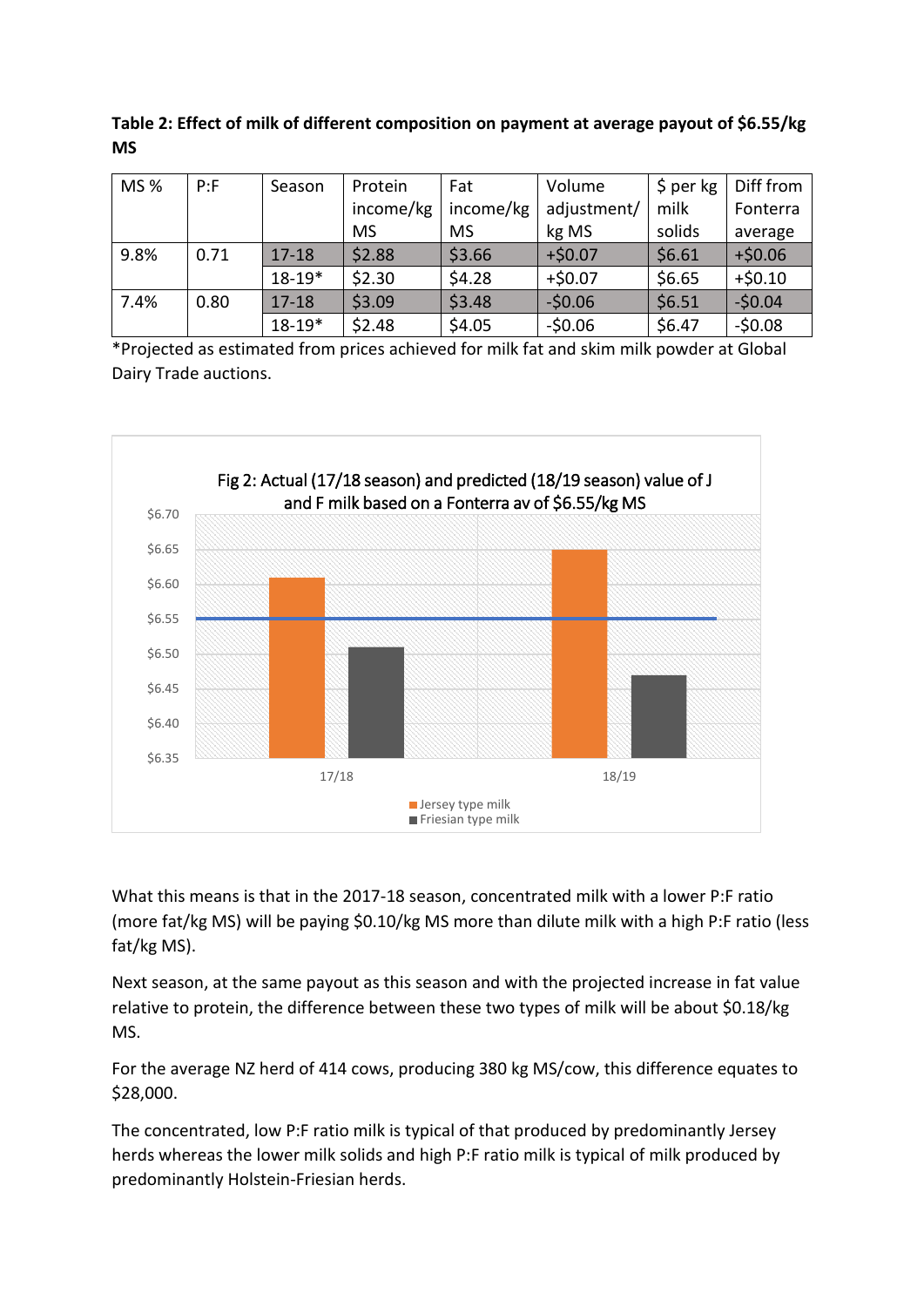**Table 2: Effect of milk of different composition on payment at average payout of $6.55/kg MS**

| MS % | P:F | Season | Protein income/kg MS | Fat income/kg MS | Volume adjustment/ kg MS | $ per kg milk solids | Diff from Fonterra average |
|---|---|---|---|---|---|---|---|
| 9.8% | 0.71 | 17-18 | $2.88 | $3.66 | +$0.07 | $6.61 | +$0.06 |
| | | 18-19* | $2.30 | $4.28 | +$0.07 | $6.65 | +$0.10 |
| 7.4% | 0.80 | 17-18 | $3.09 | $3.48 | -$0.06 | $6.51 | -$0.04 |
| | | 18-19* | $2.48 | $4.05 | -$0.06 | $6.47 | -$0.08 |

*Projected as estimated from prices achieved for milk fat and skim milk powder at Global Dairy Trade auctions.

Fig 2: Actual (17/18 season) and predicted (18/19 season) value of J and F milk based on a Fonterra av of $6.55/kg MS

What this means is that in the 2017-18 season, concentrated milk with a lower P:F ratio (more fat/kg MS) will be paying $0.10/kg MS more than dilute milk with a high P:F ratio (less fat/kg MS).

Next season, at the same payout as this season and with the projected increase in fat value relative to protein, the difference between these two types of milk will be about $0.18/kg MS.

For the average NZ herd of 414 cows, producing 380 kg MS/cow, this difference equates to $28,000.

The concentrated, low P:F ratio milk is typical of that produced by predominantly Jersey herds whereas the lower milk solids and high P:F ratio milk is typical of milk produced by predominantly Holstein-Friesian herds.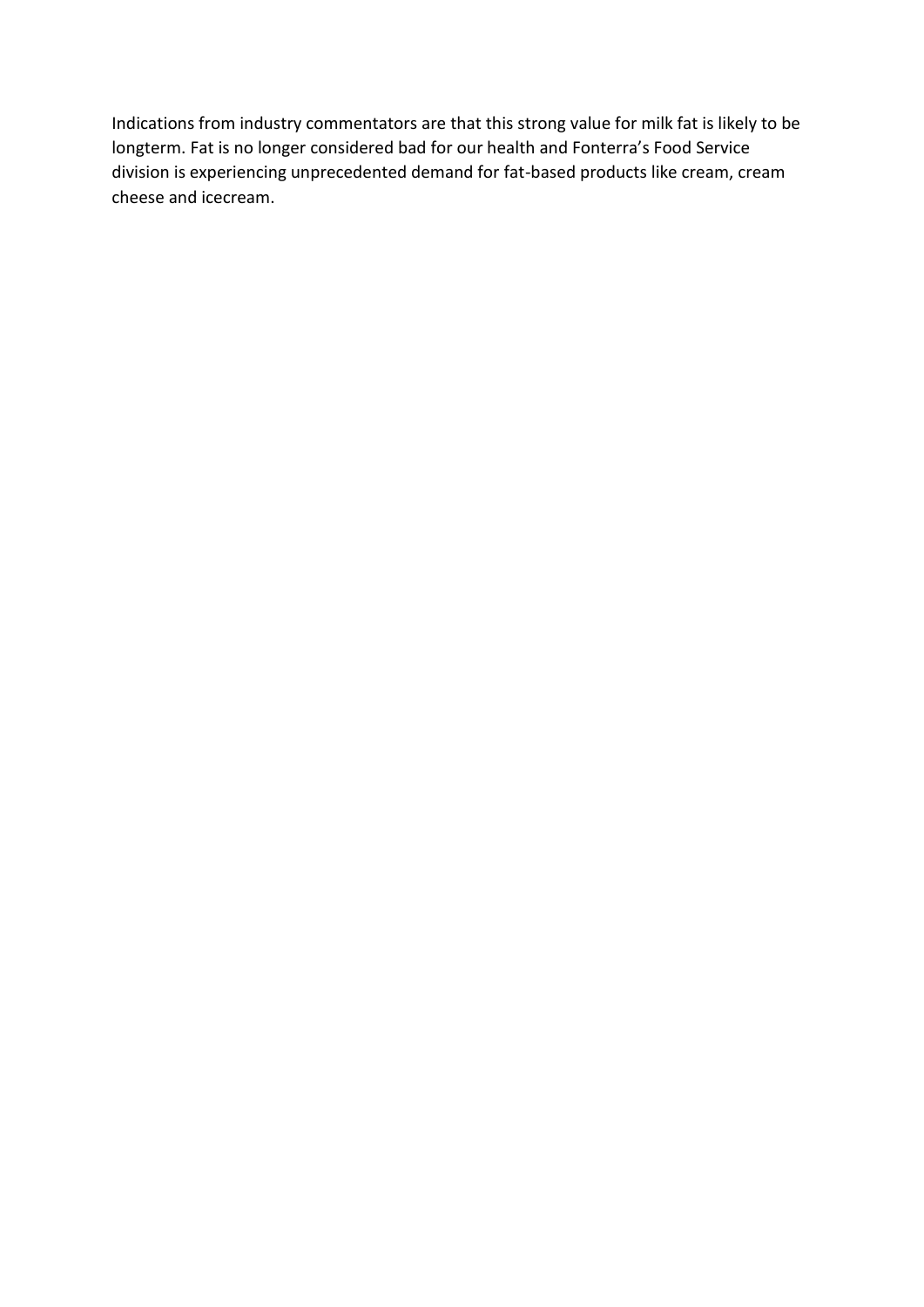Indications from industry commentators are that this strong value for milk fat is likely to be longterm. Fat is no longer considered bad for our health and Fonterra's Food Service division is experiencing unprecedented demand for fat-based products like cream, cream cheese and icecream.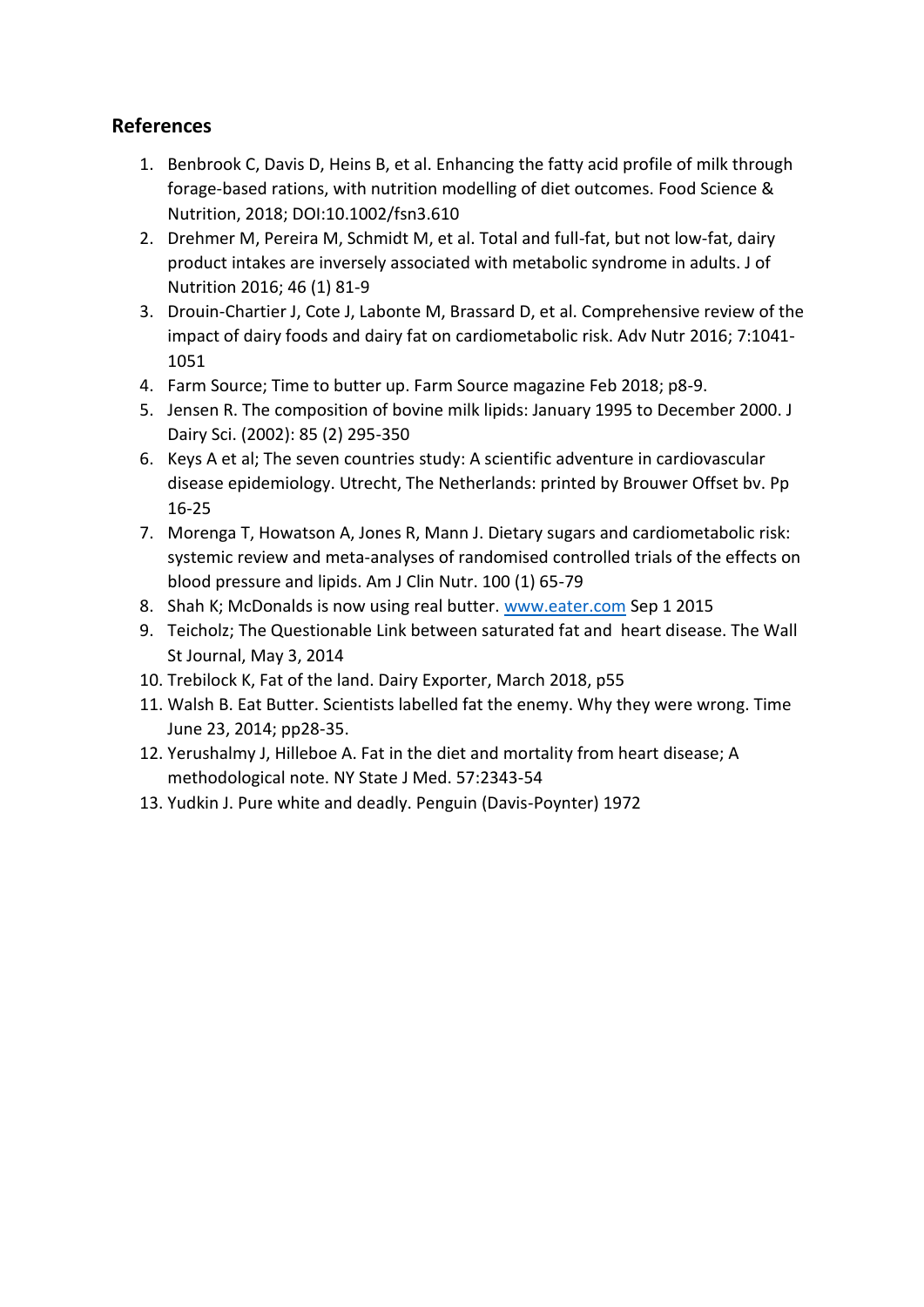## References

1. Benbrook C, Davis D, Heins B, et al. Enhancing the fatty acid profile of milk through forage-based rations, with nutrition modelling of diet outcomes. Food Science & Nutrition, 2018; DOI:10.1002/fsn3.610
2. Drehmer M, Pereira M, Schmidt M, et al. Total and full-fat, but not low-fat, dairy product intakes are inversely associated with metabolic syndrome in adults. J of Nutrition 2016; 46 (1) 81-9
3. Drouin-Chartier J, Cote J, Labonte M, Brassard D, et al. Comprehensive review of the impact of dairy foods and dairy fat on cardiometabolic risk. Adv Nutr 2016; 7:1041-1051
4. Farm Source; Time to butter up. Farm Source magazine Feb 2018; p8-9.
5. Jensen R. The composition of bovine milk lipids: January 1995 to December 2000. J Dairy Sci. (2002): 85 (2) 295-350
6. Keys A et al; The seven countries study: A scientific adventure in cardiovascular disease epidemiology. Utrecht, The Netherlands: printed by Brouwer Offset bv. Pp 16-25
7. Morenga T, Howatson A, Jones R, Mann J. Dietary sugars and cardiometabolic risk: systemic review and meta-analyses of randomised controlled trials of the effects on blood pressure and lipids. Am J Clin Nutr. 100 (1) 65-79
8. Shah K; McDonalds is now using real butter. www.eater.com Sep 1 2015
9. Teicholz; The Questionable Link between saturated fat and heart disease. The Wall St Journal, May 3, 2014
10. Trebilock K, Fat of the land. Dairy Exporter, March 2018, p55
11. Walsh B. Eat Butter. Scientists labelled fat the enemy. Why they were wrong. Time June 23, 2014; pp28-35.
12. Yerushalmy J, Hilleboe A. Fat in the diet and mortality from heart disease; A methodological note. NY State J Med. 57:2343-54
13. Yudkin J. Pure white and deadly. Penguin (Davis-Poynter) 1972